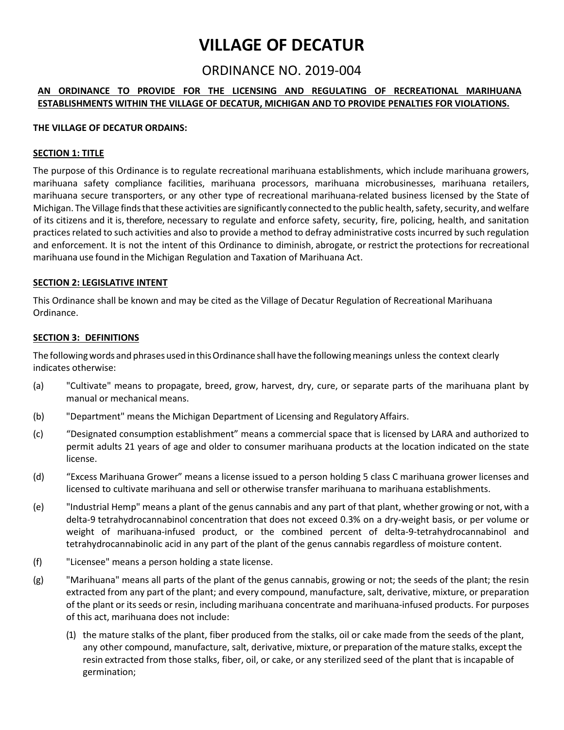# VILLAGE OF DECATUR

## ORDINANCE NO. 2019-004

**AN ORDINANCE TO PROVIDE FOR THE LICENSING AND REGULATING OF RECREATIONAL MARIHUANA ESTABLISHMENTS WITHIN THE VILLAGE OF DECATUR, MICHIGAN AND TO PROVIDE PENALTIES FOR VIOLATIONS.**

**THE VILLAGE OF DECATUR ORDAINS:**

### SECTION 1: TITLE

The purpose of this Ordinance is to regulate recreational marihuana establishments, which include marihuana growers, marihuana safety compliance facilities, marihuana processors, marihuana microbusinesses, marihuana retailers, marihuana secure transporters, or any other type of recreational marihuana-related business licensed by the State of Michigan. The Village finds that these activities are significantly connected to the public health, safety, security, and welfare of its citizens and it is, therefore, necessary to regulate and enforce safety, security, fire, policing, health, and sanitation practices related to such activities and also to provide a method to defray administrative costs incurred by such regulation and enforcement. It is not the intent of this Ordinance to diminish, abrogate, or restrict the protections for recreational marihuana use found in the Michigan Regulation and Taxation of Marihuana Act.

### SECTION 2: LEGISLATIVE INTENT

This Ordinance shall be known and may be cited as the Village of Decatur Regulation of Recreational Marihuana Ordinance.

### SECTION 3: DEFINITIONS

The following words and phrases used in this Ordinance shall have the following meanings unless the context clearly indicates otherwise:

(a) "Cultivate" means to propagate, breed, grow, harvest, dry, cure, or separate parts of the marihuana plant by manual or mechanical means.

(b) "Department" means the Michigan Department of Licensing and Regulatory Affairs.

(c) "Designated consumption establishment" means a commercial space that is licensed by LARA and authorized to permit adults 21 years of age and older to consumer marihuana products at the location indicated on the state license.

(d) "Excess Marihuana Grower" means a license issued to a person holding 5 class C marihuana grower licenses and licensed to cultivate marihuana and sell or otherwise transfer marihuana to marihuana establishments.

(e) "Industrial Hemp" means a plant of the genus cannabis and any part of that plant, whether growing or not, with a delta-9 tetrahydrocannabinol concentration that does not exceed 0.3% on a dry-weight basis, or per volume or weight of marihuana-infused product, or the combined percent of delta-9-tetrahydrocannabinol and tetrahydrocannabinolic acid in any part of the plant of the genus cannabis regardless of moisture content.

(f) "Licensee" means a person holding a state license.

(g) "Marihuana" means all parts of the plant of the genus cannabis, growing or not; the seeds of the plant; the resin extracted from any part of the plant; and every compound, manufacture, salt, derivative, mixture, or preparation of the plant or its seeds or resin, including marihuana concentrate and marihuana-infused products. For purposes of this act, marihuana does not include:

  (1) the mature stalks of the plant, fiber produced from the stalks, oil or cake made from the seeds of the plant, any other compound, manufacture, salt, derivative, mixture, or preparation of the mature stalks, except the resin extracted from those stalks, fiber, oil, or cake, or any sterilized seed of the plant that is incapable of germination;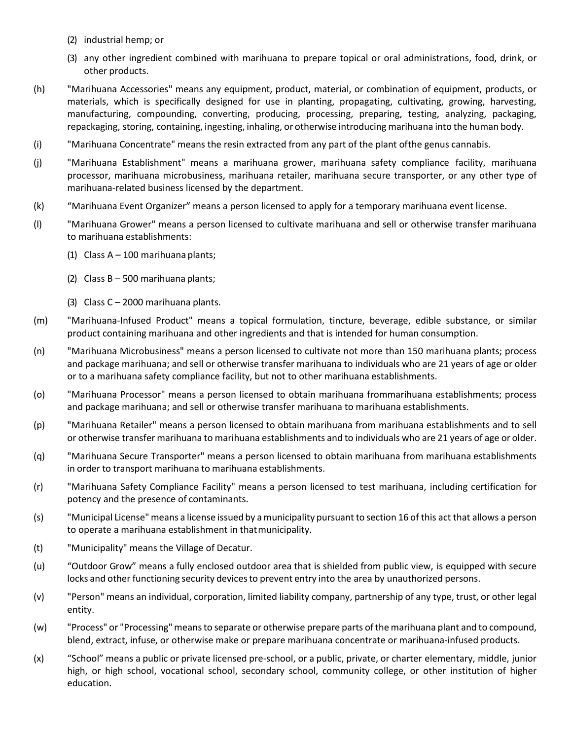(2) industrial hemp; or

(3) any other ingredient combined with marihuana to prepare topical or oral administrations, food, drink, or other products.

(h) "Marihuana Accessories" means any equipment, product, material, or combination of equipment, products, or materials, which is specifically designed for use in planting, propagating, cultivating, growing, harvesting, manufacturing, compounding, converting, producing, processing, preparing, testing, analyzing, packaging, repackaging, storing, containing, ingesting, inhaling, or otherwise introducing marihuana into the human body.

(i) "Marihuana Concentrate" means the resin extracted from any part of the plant ofthe genus cannabis.

(j) "Marihuana Establishment" means a marihuana grower, marihuana safety compliance facility, marihuana processor, marihuana microbusiness, marihuana retailer, marihuana secure transporter, or any other type of marihuana-related business licensed by the department.

(k) "Marihuana Event Organizer" means a person licensed to apply for a temporary marihuana event license.

(l) "Marihuana Grower" means a person licensed to cultivate marihuana and sell or otherwise transfer marihuana to marihuana establishments:

(1) Class A – 100 marihuana plants;

(2) Class B – 500 marihuana plants;

(3) Class C – 2000 marihuana plants.

(m) "Marihuana-Infused Product" means a topical formulation, tincture, beverage, edible substance, or similar product containing marihuana and other ingredients and that is intended for human consumption.

(n) "Marihuana Microbusiness" means a person licensed to cultivate not more than 150 marihuana plants; process and package marihuana; and sell or otherwise transfer marihuana to individuals who are 21 years of age or older or to a marihuana safety compliance facility, but not to other marihuana establishments.

(o) "Marihuana Processor" means a person licensed to obtain marihuana frommarihuana establishments; process and package marihuana; and sell or otherwise transfer marihuana to marihuana establishments.

(p) "Marihuana Retailer" means a person licensed to obtain marihuana from marihuana establishments and to sell or otherwise transfer marihuana to marihuana establishments and to individuals who are 21 years of age or older.

(q) "Marihuana Secure Transporter" means a person licensed to obtain marihuana from marihuana establishments in order to transport marihuana to marihuana establishments.

(r) "Marihuana Safety Compliance Facility" means a person licensed to test marihuana, including certification for potency and the presence of contaminants.

(s) "Municipal License" means a license issued by a municipality pursuant to section 16 of this act that allows a person to operate a marihuana establishment in thatmunicipality.

(t) "Municipality" means the Village of Decatur.

(u) "Outdoor Grow" means a fully enclosed outdoor area that is shielded from public view, is equipped with secure locks and other functioning security devices to prevent entry into the area by unauthorized persons.

(v) "Person" means an individual, corporation, limited liability company, partnership of any type, trust, or other legal entity.

(w) "Process" or "Processing" means to separate or otherwise prepare parts of the marihuana plant and to compound, blend, extract, infuse, or otherwise make or prepare marihuana concentrate or marihuana-infused products.

(x) "School" means a public or private licensed pre-school, or a public, private, or charter elementary, middle, junior high, or high school, vocational school, secondary school, community college, or other institution of higher education.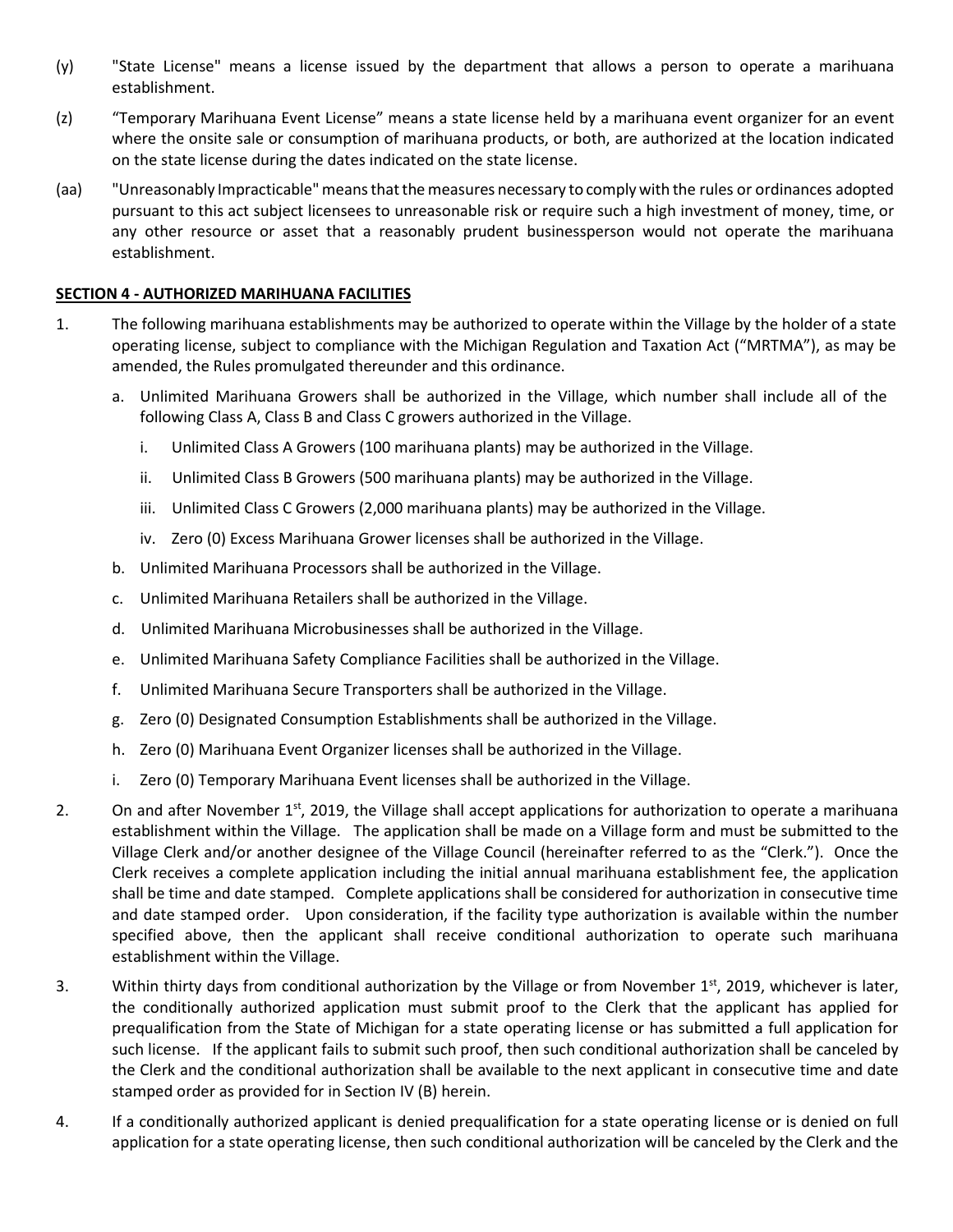(y) "State License" means a license issued by the department that allows a person to operate a marihuana establishment.

(z) "Temporary Marihuana Event License" means a state license held by a marihuana event organizer for an event where the onsite sale or consumption of marihuana products, or both, are authorized at the location indicated on the state license during the dates indicated on the state license.

(aa) "Unreasonably Impracticable" means that the measures necessary to comply with the rules or ordinances adopted pursuant to this act subject licensees to unreasonable risk or require such a high investment of money, time, or any other resource or asset that a reasonably prudent businessperson would not operate the marihuana establishment.

**SECTION 4 - AUTHORIZED MARIHUANA FACILITIES**

1. The following marihuana establishments may be authorized to operate within the Village by the holder of a state operating license, subject to compliance with the Michigan Regulation and Taxation Act ("MRTMA"), as may be amended, the Rules promulgated thereunder and this ordinance.

   a. Unlimited Marihuana Growers shall be authorized in the Village, which number shall include all of the following Class A, Class B and Class C growers authorized in the Village.

      i. Unlimited Class A Growers (100 marihuana plants) may be authorized in the Village.

      ii. Unlimited Class B Growers (500 marihuana plants) may be authorized in the Village.

      iii. Unlimited Class C Growers (2,000 marihuana plants) may be authorized in the Village.

      iv. Zero (0) Excess Marihuana Grower licenses shall be authorized in the Village.

   b. Unlimited Marihuana Processors shall be authorized in the Village.

   c. Unlimited Marihuana Retailers shall be authorized in the Village.

   d. Unlimited Marihuana Microbusinesses shall be authorized in the Village.

   e. Unlimited Marihuana Safety Compliance Facilities shall be authorized in the Village.

   f. Unlimited Marihuana Secure Transporters shall be authorized in the Village.

   g. Zero (0) Designated Consumption Establishments shall be authorized in the Village.

   h. Zero (0) Marihuana Event Organizer licenses shall be authorized in the Village.

   i. Zero (0) Temporary Marihuana Event licenses shall be authorized in the Village.

2. On and after November 1st, 2019, the Village shall accept applications for authorization to operate a marihuana establishment within the Village. The application shall be made on a Village form and must be submitted to the Village Clerk and/or another designee of the Village Council (hereinafter referred to as the "Clerk."). Once the Clerk receives a complete application including the initial annual marihuana establishment fee, the application shall be time and date stamped. Complete applications shall be considered for authorization in consecutive time and date stamped order. Upon consideration, if the facility type authorization is available within the number specified above, then the applicant shall receive conditional authorization to operate such marihuana establishment within the Village.

3. Within thirty days from conditional authorization by the Village or from November 1st, 2019, whichever is later, the conditionally authorized application must submit proof to the Clerk that the applicant has applied for prequalification from the State of Michigan for a state operating license or has submitted a full application for such license. If the applicant fails to submit such proof, then such conditional authorization shall be canceled by the Clerk and the conditional authorization shall be available to the next applicant in consecutive time and date stamped order as provided for in Section IV (B) herein.

4. If a conditionally authorized applicant is denied prequalification for a state operating license or is denied on full application for a state operating license, then such conditional authorization will be canceled by the Clerk and the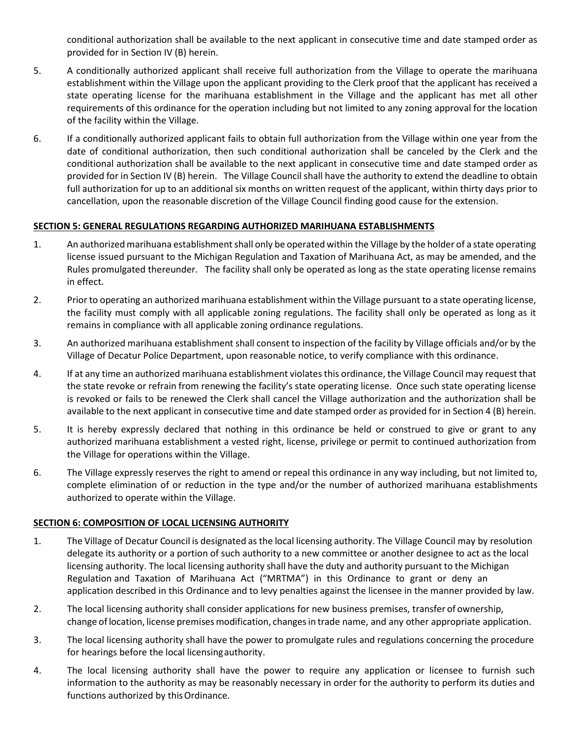conditional authorization shall be available to the next applicant in consecutive time and date stamped order as provided for in Section IV (B) herein.

5. A conditionally authorized applicant shall receive full authorization from the Village to operate the marihuana establishment within the Village upon the applicant providing to the Clerk proof that the applicant has received a state operating license for the marihuana establishment in the Village and the applicant has met all other requirements of this ordinance for the operation including but not limited to any zoning approval for the location of the facility within the Village.

6. If a conditionally authorized applicant fails to obtain full authorization from the Village within one year from the date of conditional authorization, then such conditional authorization shall be canceled by the Clerk and the conditional authorization shall be available to the next applicant in consecutive time and date stamped order as provided for in Section IV (B) herein. The Village Council shall have the authority to extend the deadline to obtain full authorization for up to an additional six months on written request of the applicant, within thirty days prior to cancellation, upon the reasonable discretion of the Village Council finding good cause for the extension.

## SECTION 5: GENERAL REGULATIONS REGARDING AUTHORIZED MARIHUANA ESTABLISHMENTS

1. An authorized marihuana establishment shall only be operated within the Village by the holder of a state operating license issued pursuant to the Michigan Regulation and Taxation of Marihuana Act, as may be amended, and the Rules promulgated thereunder. The facility shall only be operated as long as the state operating license remains in effect.

2. Prior to operating an authorized marihuana establishment within the Village pursuant to a state operating license, the facility must comply with all applicable zoning regulations. The facility shall only be operated as long as it remains in compliance with all applicable zoning ordinance regulations.

3. An authorized marihuana establishment shall consent to inspection of the facility by Village officials and/or by the Village of Decatur Police Department, upon reasonable notice, to verify compliance with this ordinance.

4. If at any time an authorized marihuana establishment violates this ordinance, the Village Council may request that the state revoke or refrain from renewing the facility's state operating license. Once such state operating license is revoked or fails to be renewed the Clerk shall cancel the Village authorization and the authorization shall be available to the next applicant in consecutive time and date stamped order as provided for in Section 4 (B) herein.

5. It is hereby expressly declared that nothing in this ordinance be held or construed to give or grant to any authorized marihuana establishment a vested right, license, privilege or permit to continued authorization from the Village for operations within the Village.

6. The Village expressly reserves the right to amend or repeal this ordinance in any way including, but not limited to, complete elimination of or reduction in the type and/or the number of authorized marihuana establishments authorized to operate within the Village.

## SECTION 6: COMPOSITION OF LOCAL LICENSING AUTHORITY

1. The Village of Decatur Council is designated as the local licensing authority. The Village Council may by resolution delegate its authority or a portion of such authority to a new committee or another designee to act as the local licensing authority. The local licensing authority shall have the duty and authority pursuant to the Michigan Regulation and Taxation of Marihuana Act ("MRTMA") in this Ordinance to grant or deny an application described in this Ordinance and to levy penalties against the licensee in the manner provided by law.

2. The local licensing authority shall consider applications for new business premises, transfer of ownership, change of location, license premises modification, changes in trade name, and any other appropriate application.

3. The local licensing authority shall have the power to promulgate rules and regulations concerning the procedure for hearings before the local licensing authority.

4. The local licensing authority shall have the power to require any application or licensee to furnish such information to the authority as may be reasonably necessary in order for the authority to perform its duties and functions authorized by this Ordinance.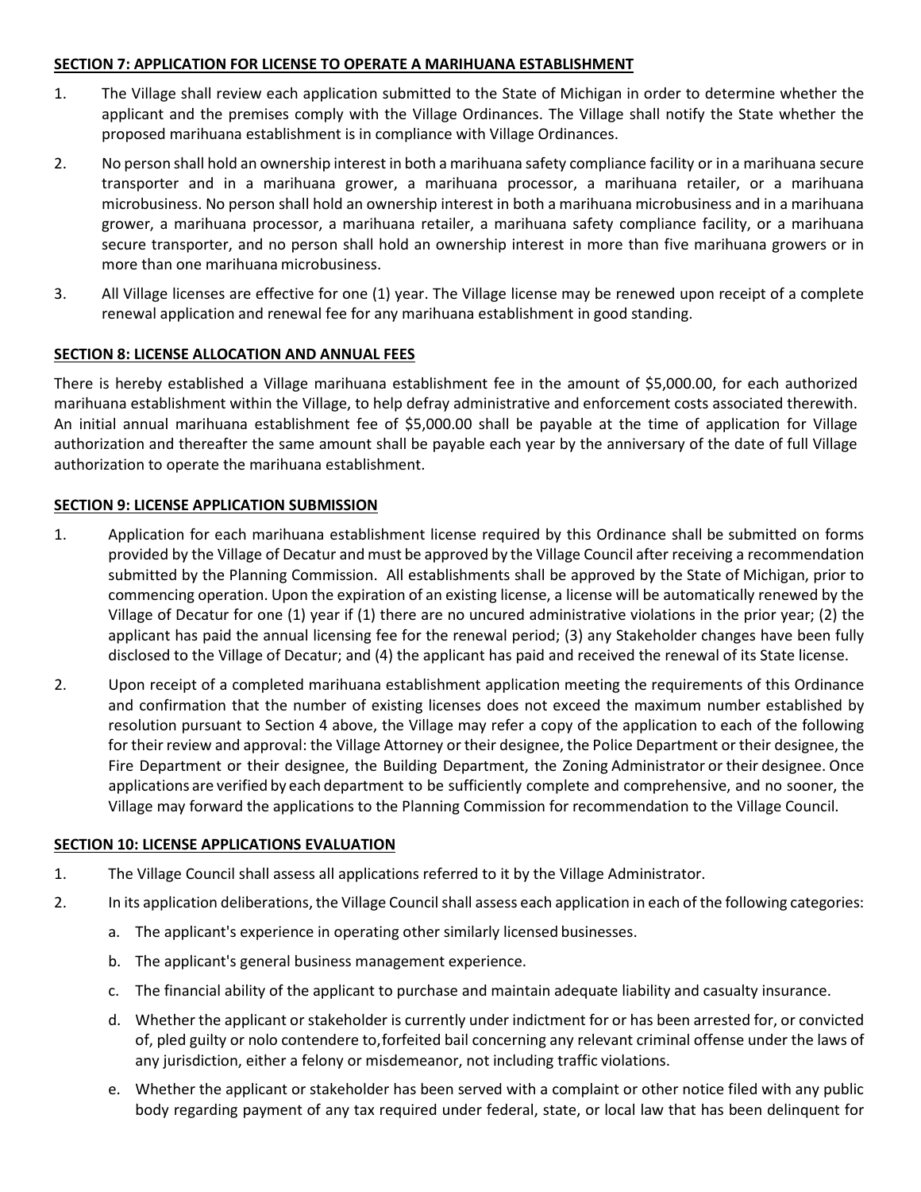**SECTION 7: APPLICATION FOR LICENSE TO OPERATE A MARIHUANA ESTABLISHMENT**

1. The Village shall review each application submitted to the State of Michigan in order to determine whether the applicant and the premises comply with the Village Ordinances. The Village shall notify the State whether the proposed marihuana establishment is in compliance with Village Ordinances.
2. No person shall hold an ownership interest in both a marihuana safety compliance facility or in a marihuana secure transporter and in a marihuana grower, a marihuana processor, a marihuana retailer, or a marihuana microbusiness. No person shall hold an ownership interest in both a marihuana microbusiness and in a marihuana grower, a marihuana processor, a marihuana retailer, a marihuana safety compliance facility, or a marihuana secure transporter, and no person shall hold an ownership interest in more than five marihuana growers or in more than one marihuana microbusiness.
3. All Village licenses are effective for one (1) year. The Village license may be renewed upon receipt of a complete renewal application and renewal fee for any marihuana establishment in good standing.

**SECTION 8: LICENSE ALLOCATION AND ANNUAL FEES**

There is hereby established a Village marihuana establishment fee in the amount of $5,000.00, for each authorized marihuana establishment within the Village, to help defray administrative and enforcement costs associated therewith. An initial annual marihuana establishment fee of $5,000.00 shall be payable at the time of application for Village authorization and thereafter the same amount shall be payable each year by the anniversary of the date of full Village authorization to operate the marihuana establishment.

**SECTION 9: LICENSE APPLICATION SUBMISSION**

1. Application for each marihuana establishment license required by this Ordinance shall be submitted on forms provided by the Village of Decatur and must be approved by the Village Council after receiving a recommendation submitted by the Planning Commission. All establishments shall be approved by the State of Michigan, prior to commencing operation. Upon the expiration of an existing license, a license will be automatically renewed by the Village of Decatur for one (1) year if (1) there are no uncured administrative violations in the prior year; (2) the applicant has paid the annual licensing fee for the renewal period; (3) any Stakeholder changes have been fully disclosed to the Village of Decatur; and (4) the applicant has paid and received the renewal of its State license.
2. Upon receipt of a completed marihuana establishment application meeting the requirements of this Ordinance and confirmation that the number of existing licenses does not exceed the maximum number established by resolution pursuant to Section 4 above, the Village may refer a copy of the application to each of the following for their review and approval: the Village Attorney or their designee, the Police Department or their designee, the Fire Department or their designee, the Building Department, the Zoning Administrator or their designee. Once applications are verified by each department to be sufficiently complete and comprehensive, and no sooner, the Village may forward the applications to the Planning Commission for recommendation to the Village Council.

**SECTION 10: LICENSE APPLICATIONS EVALUATION**

1. The Village Council shall assess all applications referred to it by the Village Administrator.
2. In its application deliberations, the Village Council shall assess each application in each of the following categories:
   a. The applicant's experience in operating other similarly licensed businesses.
   b. The applicant's general business management experience.
   c. The financial ability of the applicant to purchase and maintain adequate liability and casualty insurance.
   d. Whether the applicant or stakeholder is currently under indictment for or has been arrested for, or convicted of, pled guilty or nolo contendere to, forfeited bail concerning any relevant criminal offense under the laws of any jurisdiction, either a felony or misdemeanor, not including traffic violations.
   e. Whether the applicant or stakeholder has been served with a complaint or other notice filed with any public body regarding payment of any tax required under federal, state, or local law that has been delinquent for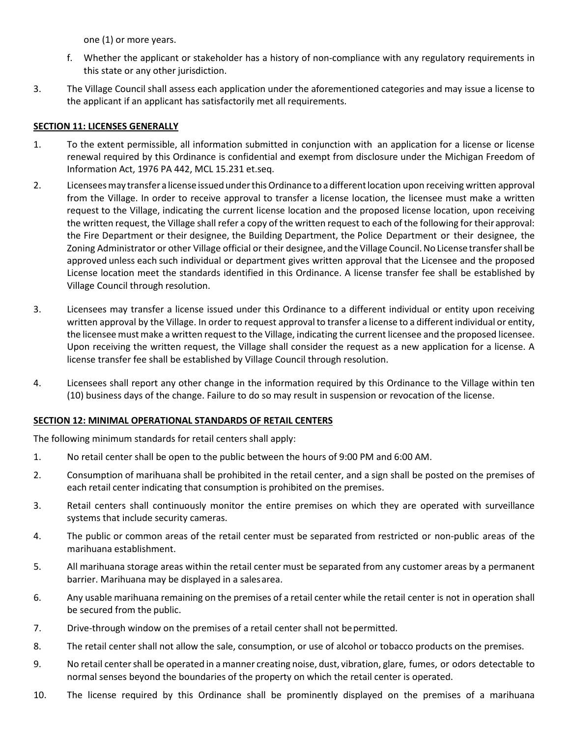one (1) or more years.

f. Whether the applicant or stakeholder has a history of non-compliance with any regulatory requirements in this state or any other jurisdiction.

3. The Village Council shall assess each application under the aforementioned categories and may issue a license to the applicant if an applicant has satisfactorily met all requirements.

**SECTION 11: LICENSES GENERALLY**

1. To the extent permissible, all information submitted in conjunction with an application for a license or license renewal required by this Ordinance is confidential and exempt from disclosure under the Michigan Freedom of Information Act, 1976 PA 442, MCL 15.231 et.seq.

2. Licensees may transfer a license issued under this Ordinance to a different location upon receiving written approval from the Village. In order to receive approval to transfer a license location, the licensee must make a written request to the Village, indicating the current license location and the proposed license location, upon receiving the written request, the Village shall refer a copy of the written request to each of the following for their approval: the Fire Department or their designee, the Building Department, the Police Department or their designee, the Zoning Administrator or other Village official or their designee, and the Village Council. No License transfer shall be approved unless each such individual or department gives written approval that the Licensee and the proposed License location meet the standards identified in this Ordinance. A license transfer fee shall be established by Village Council through resolution.

3. Licensees may transfer a license issued under this Ordinance to a different individual or entity upon receiving written approval by the Village. In order to request approval to transfer a license to a different individual or entity, the licensee must make a written request to the Village, indicating the current licensee and the proposed licensee. Upon receiving the written request, the Village shall consider the request as a new application for a license. A license transfer fee shall be established by Village Council through resolution.

4. Licensees shall report any other change in the information required by this Ordinance to the Village within ten (10) business days of the change. Failure to do so may result in suspension or revocation of the license.

**SECTION 12: MINIMAL OPERATIONAL STANDARDS OF RETAIL CENTERS**

The following minimum standards for retail centers shall apply:

1. No retail center shall be open to the public between the hours of 9:00 PM and 6:00 AM.

2. Consumption of marihuana shall be prohibited in the retail center, and a sign shall be posted on the premises of each retail center indicating that consumption is prohibited on the premises.

3. Retail centers shall continuously monitor the entire premises on which they are operated with surveillance systems that include security cameras.

4. The public or common areas of the retail center must be separated from restricted or non-public areas of the marihuana establishment.

5. All marihuana storage areas within the retail center must be separated from any customer areas by a permanent barrier. Marihuana may be displayed in a sales area.

6. Any usable marihuana remaining on the premises of a retail center while the retail center is not in operation shall be secured from the public.

7. Drive-through window on the premises of a retail center shall not be permitted.

8. The retail center shall not allow the sale, consumption, or use of alcohol or tobacco products on the premises.

9. No retail center shall be operated in a manner creating noise, dust, vibration, glare, fumes, or odors detectable to normal senses beyond the boundaries of the property on which the retail center is operated.

10. The license required by this Ordinance shall be prominently displayed on the premises of a marihuana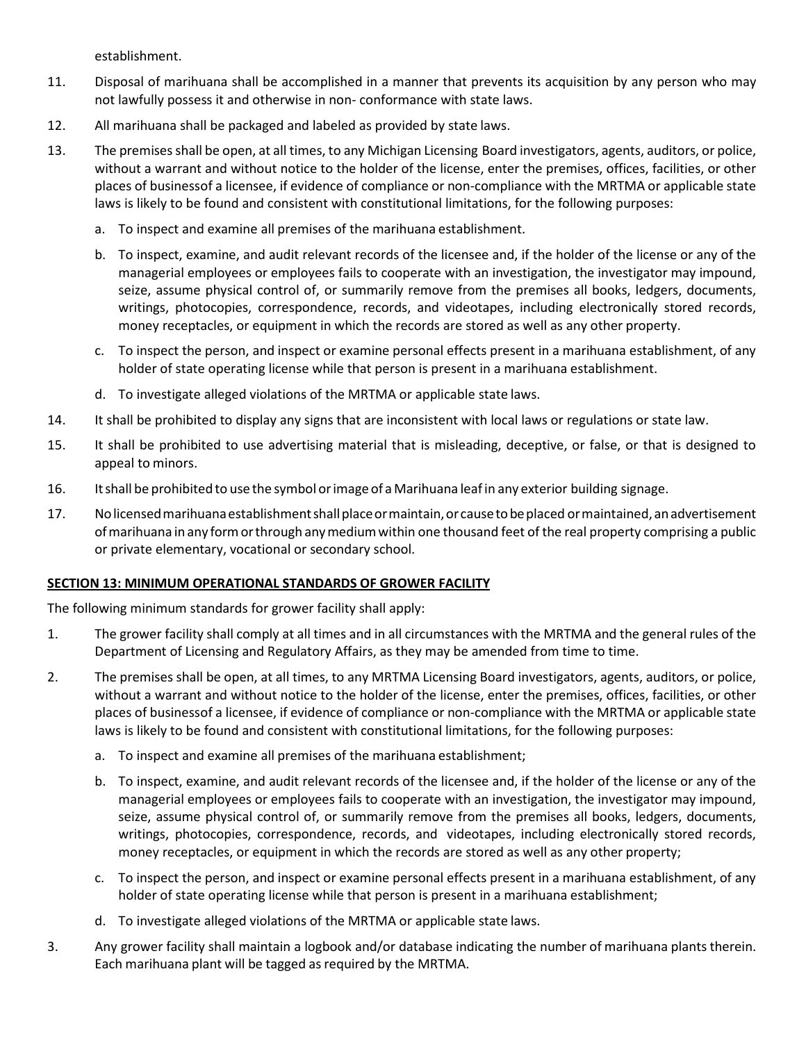establishment.

11. Disposal of marihuana shall be accomplished in a manner that prevents its acquisition by any person who may not lawfully possess it and otherwise in non- conformance with state laws.

12. All marihuana shall be packaged and labeled as provided by state laws.

13. The premises shall be open, at all times, to any Michigan Licensing Board investigators, agents, auditors, or police, without a warrant and without notice to the holder of the license, enter the premises, offices, facilities, or other places of businessof a licensee, if evidence of compliance or non-compliance with the MRTMA or applicable state laws is likely to be found and consistent with constitutional limitations, for the following purposes:

    a. To inspect and examine all premises of the marihuana establishment.

    b. To inspect, examine, and audit relevant records of the licensee and, if the holder of the license or any of the managerial employees or employees fails to cooperate with an investigation, the investigator may impound, seize, assume physical control of, or summarily remove from the premises all books, ledgers, documents, writings, photocopies, correspondence, records, and videotapes, including electronically stored records, money receptacles, or equipment in which the records are stored as well as any other property.

    c. To inspect the person, and inspect or examine personal effects present in a marihuana establishment, of any holder of state operating license while that person is present in a marihuana establishment.

    d. To investigate alleged violations of the MRTMA or applicable state laws.

14. It shall be prohibited to display any signs that are inconsistent with local laws or regulations or state law.

15. It shall be prohibited to use advertising material that is misleading, deceptive, or false, or that is designed to appeal to minors.

16. It shall be prohibited to use the symbol or image of a Marihuana leaf in any exterior building signage.

17. No licensed marihuana establishment shall place or maintain, or cause to be placed or maintained, an advertisement of marihuana in any form or through any medium within one thousand feet of the real property comprising a public or private elementary, vocational or secondary school.

**SECTION 13: MINIMUM OPERATIONAL STANDARDS OF GROWER FACILITY**

The following minimum standards for grower facility shall apply:

1. The grower facility shall comply at all times and in all circumstances with the MRTMA and the general rules of the Department of Licensing and Regulatory Affairs, as they may be amended from time to time.

2. The premises shall be open, at all times, to any MRTMA Licensing Board investigators, agents, auditors, or police, without a warrant and without notice to the holder of the license, enter the premises, offices, facilities, or other places of businessof a licensee, if evidence of compliance or non-compliance with the MRTMA or applicable state laws is likely to be found and consistent with constitutional limitations, for the following purposes:

    a. To inspect and examine all premises of the marihuana establishment;

    b. To inspect, examine, and audit relevant records of the licensee and, if the holder of the license or any of the managerial employees or employees fails to cooperate with an investigation, the investigator may impound, seize, assume physical control of, or summarily remove from the premises all books, ledgers, documents, writings, photocopies, correspondence, records, and videotapes, including electronically stored records, money receptacles, or equipment in which the records are stored as well as any other property;

    c. To inspect the person, and inspect or examine personal effects present in a marihuana establishment, of any holder of state operating license while that person is present in a marihuana establishment;

    d. To investigate alleged violations of the MRTMA or applicable state laws.

3. Any grower facility shall maintain a logbook and/or database indicating the number of marihuana plants therein. Each marihuana plant will be tagged as required by the MRTMA.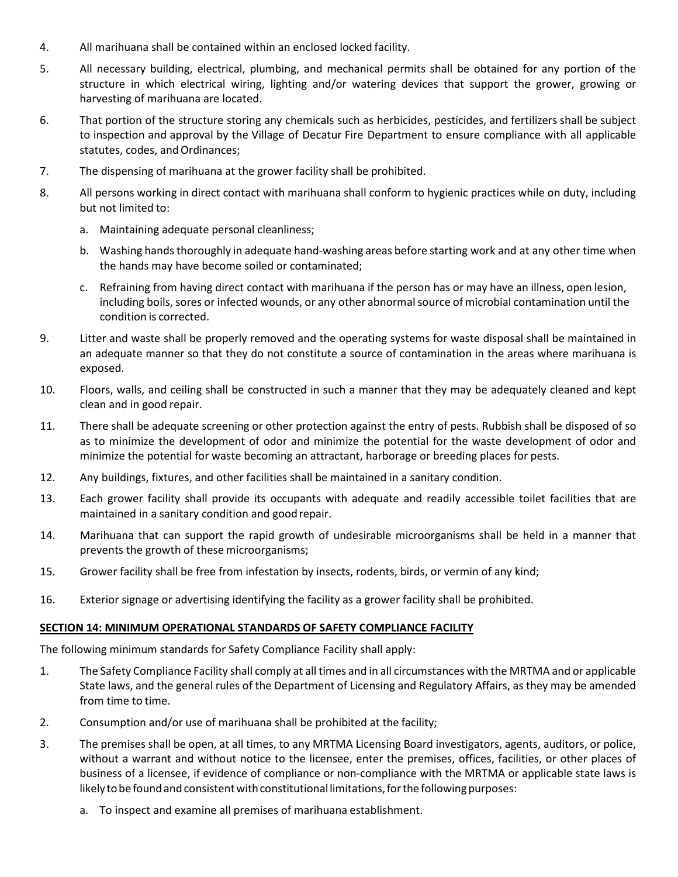4. All marihuana shall be contained within an enclosed locked facility.

5. All necessary building, electrical, plumbing, and mechanical permits shall be obtained for any portion of the structure in which electrical wiring, lighting and/or watering devices that support the grower, growing or harvesting of marihuana are located.

6. That portion of the structure storing any chemicals such as herbicides, pesticides, and fertilizers shall be subject to inspection and approval by the Village of Decatur Fire Department to ensure compliance with all applicable statutes, codes, and Ordinances;

7. The dispensing of marihuana at the grower facility shall be prohibited.

8. All persons working in direct contact with marihuana shall conform to hygienic practices while on duty, including but not limited to:

   a. Maintaining adequate personal cleanliness;

   b. Washing hands thoroughly in adequate hand-washing areas before starting work and at any other time when the hands may have become soiled or contaminated;

   c. Refraining from having direct contact with marihuana if the person has or may have an illness, open lesion, including boils, sores or infected wounds, or any other abnormal source of microbial contamination until the condition is corrected.

9. Litter and waste shall be properly removed and the operating systems for waste disposal shall be maintained in an adequate manner so that they do not constitute a source of contamination in the areas where marihuana is exposed.

10. Floors, walls, and ceiling shall be constructed in such a manner that they may be adequately cleaned and kept clean and in good repair.

11. There shall be adequate screening or other protection against the entry of pests. Rubbish shall be disposed of so as to minimize the development of odor and minimize the potential for the waste development of odor and minimize the potential for waste becoming an attractant, harborage or breeding places for pests.

12. Any buildings, fixtures, and other facilities shall be maintained in a sanitary condition.

13. Each grower facility shall provide its occupants with adequate and readily accessible toilet facilities that are maintained in a sanitary condition and good repair.

14. Marihuana that can support the rapid growth of undesirable microorganisms shall be held in a manner that prevents the growth of these microorganisms;

15. Grower facility shall be free from infestation by insects, rodents, birds, or vermin of any kind;

16. Exterior signage or advertising identifying the facility as a grower facility shall be prohibited.

**SECTION 14: MINIMUM OPERATIONAL STANDARDS OF SAFETY COMPLIANCE FACILITY**

The following minimum standards for Safety Compliance Facility shall apply:

1. The Safety Compliance Facility shall comply at all times and in all circumstances with the MRTMA and or applicable State laws, and the general rules of the Department of Licensing and Regulatory Affairs, as they may be amended from time to time.

2. Consumption and/or use of marihuana shall be prohibited at the facility;

3. The premises shall be open, at all times, to any MRTMA Licensing Board investigators, agents, auditors, or police, without a warrant and without notice to the licensee, enter the premises, offices, facilities, or other places of business of a licensee, if evidence of compliance or non-compliance with the MRTMA or applicable state laws is likely to be found and consistent with constitutional limitations, for the following purposes:

   a. To inspect and examine all premises of marihuana establishment.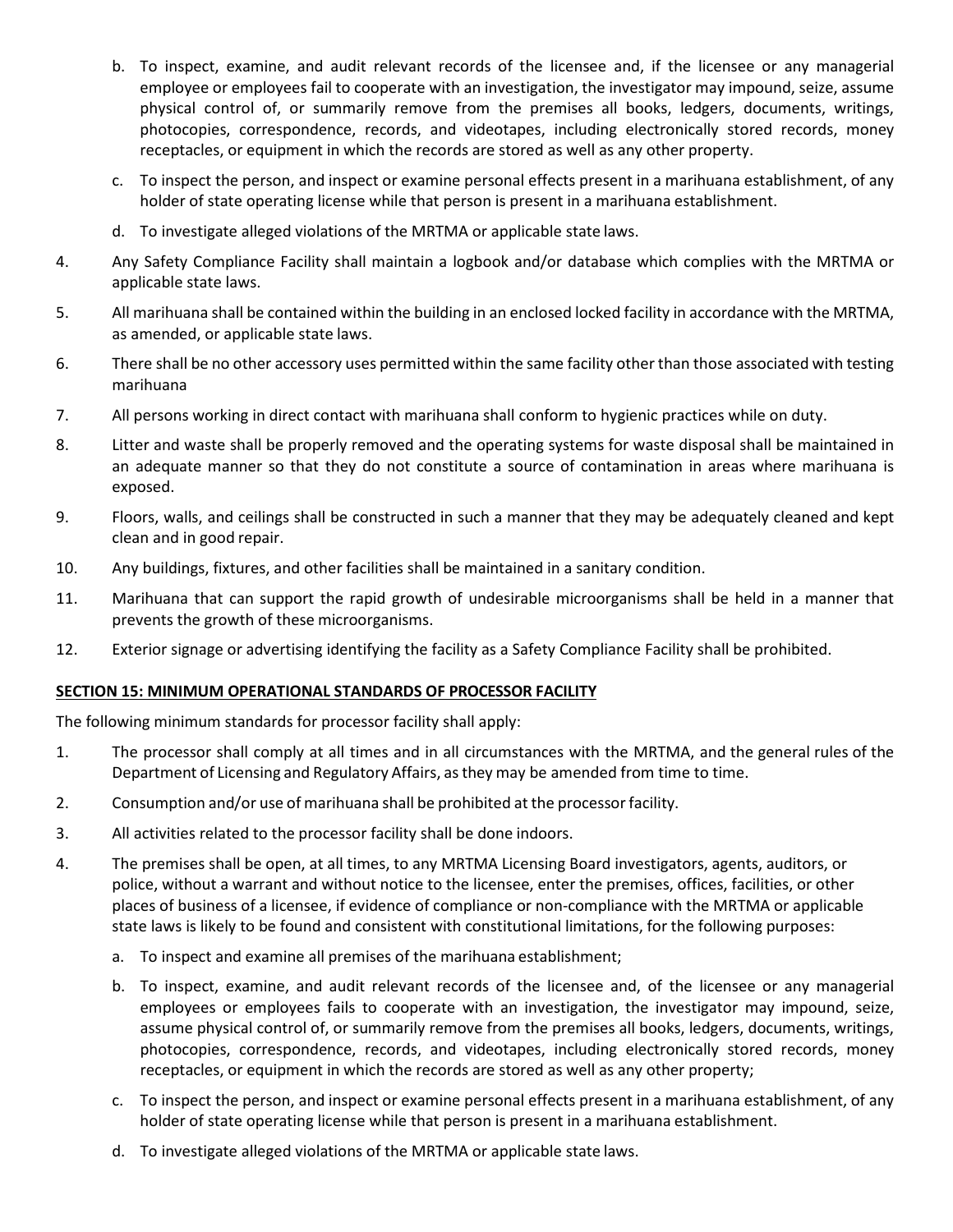b. To inspect, examine, and audit relevant records of the licensee and, if the licensee or any managerial employee or employees fail to cooperate with an investigation, the investigator may impound, seize, assume physical control of, or summarily remove from the premises all books, ledgers, documents, writings, photocopies, correspondence, records, and videotapes, including electronically stored records, money receptacles, or equipment in which the records are stored as well as any other property.

c. To inspect the person, and inspect or examine personal effects present in a marihuana establishment, of any holder of state operating license while that person is present in a marihuana establishment.

d. To investigate alleged violations of the MRTMA or applicable state laws.

4. Any Safety Compliance Facility shall maintain a logbook and/or database which complies with the MRTMA or applicable state laws.

5. All marihuana shall be contained within the building in an enclosed locked facility in accordance with the MRTMA, as amended, or applicable state laws.

6. There shall be no other accessory uses permitted within the same facility other than those associated with testing marihuana

7. All persons working in direct contact with marihuana shall conform to hygienic practices while on duty.

8. Litter and waste shall be properly removed and the operating systems for waste disposal shall be maintained in an adequate manner so that they do not constitute a source of contamination in areas where marihuana is exposed.

9. Floors, walls, and ceilings shall be constructed in such a manner that they may be adequately cleaned and kept clean and in good repair.

10. Any buildings, fixtures, and other facilities shall be maintained in a sanitary condition.

11. Marihuana that can support the rapid growth of undesirable microorganisms shall be held in a manner that prevents the growth of these microorganisms.

12. Exterior signage or advertising identifying the facility as a Safety Compliance Facility shall be prohibited.

**SECTION 15: MINIMUM OPERATIONAL STANDARDS OF PROCESSOR FACILITY**

The following minimum standards for processor facility shall apply:

1. The processor shall comply at all times and in all circumstances with the MRTMA, and the general rules of the Department of Licensing and Regulatory Affairs, as they may be amended from time to time.

2. Consumption and/or use of marihuana shall be prohibited at the processor facility.

3. All activities related to the processor facility shall be done indoors.

4. The premises shall be open, at all times, to any MRTMA Licensing Board investigators, agents, auditors, or police, without a warrant and without notice to the licensee, enter the premises, offices, facilities, or other places of business of a licensee, if evidence of compliance or non-compliance with the MRTMA or applicable state laws is likely to be found and consistent with constitutional limitations, for the following purposes:

   a. To inspect and examine all premises of the marihuana establishment;

   b. To inspect, examine, and audit relevant records of the licensee and, of the licensee or any managerial employees or employees fails to cooperate with an investigation, the investigator may impound, seize, assume physical control of, or summarily remove from the premises all books, ledgers, documents, writings, photocopies, correspondence, records, and videotapes, including electronically stored records, money receptacles, or equipment in which the records are stored as well as any other property;

   c. To inspect the person, and inspect or examine personal effects present in a marihuana establishment, of any holder of state operating license while that person is present in a marihuana establishment.

   d. To investigate alleged violations of the MRTMA or applicable state laws.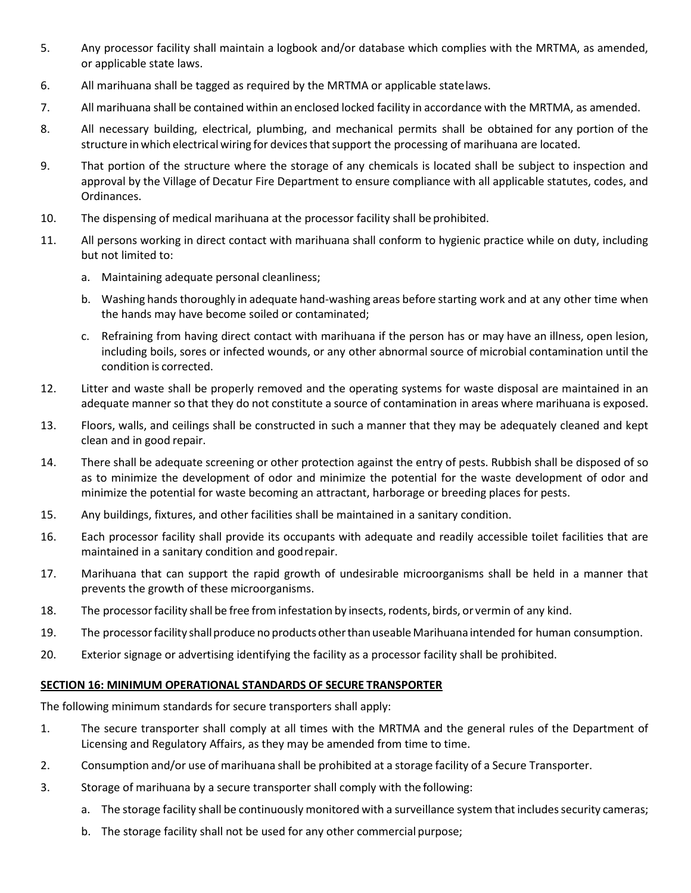5. Any processor facility shall maintain a logbook and/or database which complies with the MRTMA, as amended, or applicable state laws.
6. All marihuana shall be tagged as required by the MRTMA or applicable state laws.
7. All marihuana shall be contained within an enclosed locked facility in accordance with the MRTMA, as amended.
8. All necessary building, electrical, plumbing, and mechanical permits shall be obtained for any portion of the structure in which electrical wiring for devices that support the processing of marihuana are located.
9. That portion of the structure where the storage of any chemicals is located shall be subject to inspection and approval by the Village of Decatur Fire Department to ensure compliance with all applicable statutes, codes, and Ordinances.
10. The dispensing of medical marihuana at the processor facility shall be prohibited.
11. All persons working in direct contact with marihuana shall conform to hygienic practice while on duty, including but not limited to:
    a. Maintaining adequate personal cleanliness;
    b. Washing hands thoroughly in adequate hand-washing areas before starting work and at any other time when the hands may have become soiled or contaminated;
    c. Refraining from having direct contact with marihuana if the person has or may have an illness, open lesion, including boils, sores or infected wounds, or any other abnormal source of microbial contamination until the condition is corrected.
12. Litter and waste shall be properly removed and the operating systems for waste disposal are maintained in an adequate manner so that they do not constitute a source of contamination in areas where marihuana is exposed.
13. Floors, walls, and ceilings shall be constructed in such a manner that they may be adequately cleaned and kept clean and in good repair.
14. There shall be adequate screening or other protection against the entry of pests. Rubbish shall be disposed of so as to minimize the development of odor and minimize the potential for the waste development of odor and minimize the potential for waste becoming an attractant, harborage or breeding places for pests.
15. Any buildings, fixtures, and other facilities shall be maintained in a sanitary condition.
16. Each processor facility shall provide its occupants with adequate and readily accessible toilet facilities that are maintained in a sanitary condition and good repair.
17. Marihuana that can support the rapid growth of undesirable microorganisms shall be held in a manner that prevents the growth of these microorganisms.
18. The processor facility shall be free from infestation by insects, rodents, birds, or vermin of any kind.
19. The processor facility shall produce no products other than useable Marihuana intended for human consumption.
20. Exterior signage or advertising identifying the facility as a processor facility shall be prohibited.

**SECTION 16: MINIMUM OPERATIONAL STANDARDS OF SECURE TRANSPORTER**

The following minimum standards for secure transporters shall apply:

1. The secure transporter shall comply at all times with the MRTMA and the general rules of the Department of Licensing and Regulatory Affairs, as they may be amended from time to time.
2. Consumption and/or use of marihuana shall be prohibited at a storage facility of a Secure Transporter.
3. Storage of marihuana by a secure transporter shall comply with the following:
    a. The storage facility shall be continuously monitored with a surveillance system that includes security cameras;
    b. The storage facility shall not be used for any other commercial purpose;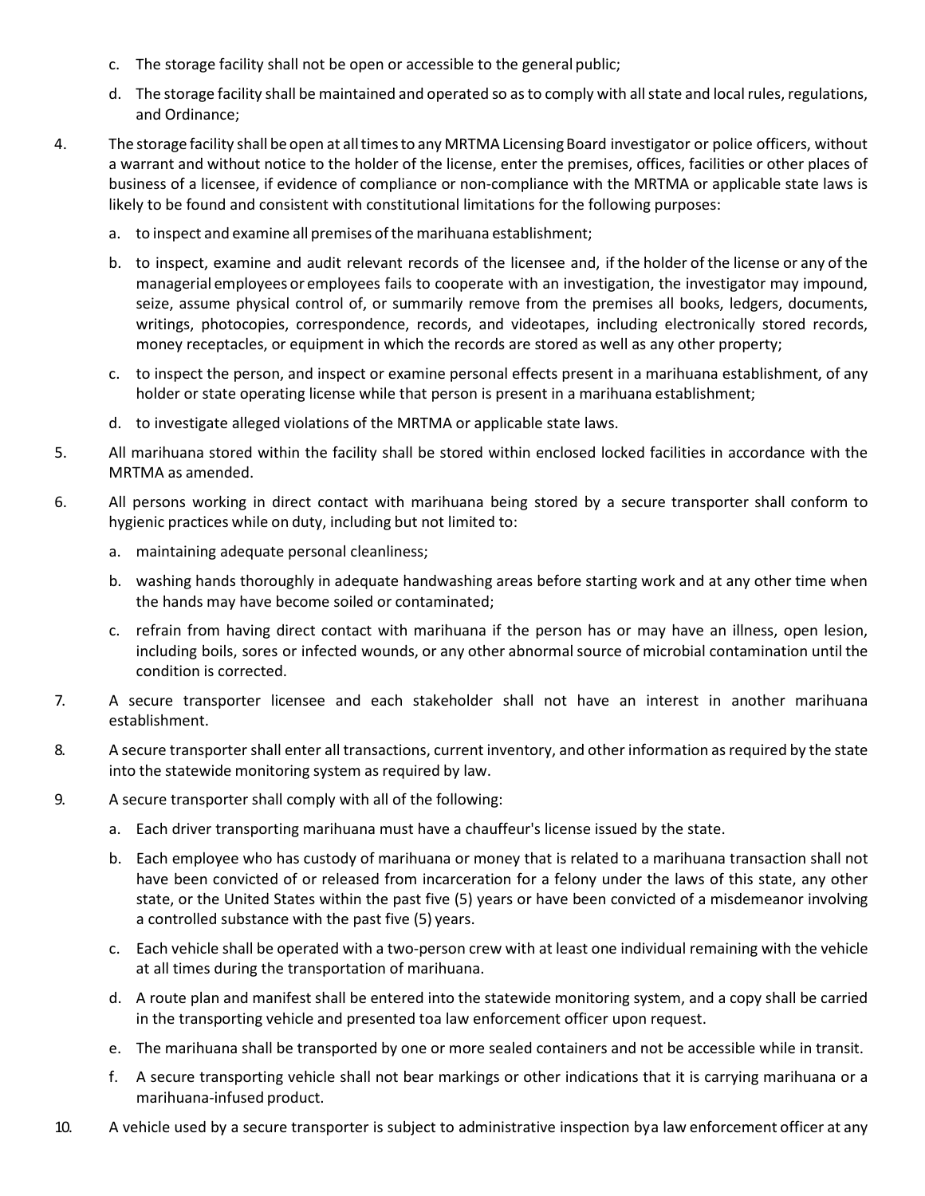c. The storage facility shall not be open or accessible to the general public;

d. The storage facility shall be maintained and operated so as to comply with all state and local rules, regulations, and Ordinance;

4. The storage facility shall be open at all times to any MRTMA Licensing Board investigator or police officers, without a warrant and without notice to the holder of the license, enter the premises, offices, facilities or other places of business of a licensee, if evidence of compliance or non-compliance with the MRTMA or applicable state laws is likely to be found and consistent with constitutional limitations for the following purposes:

   a. to inspect and examine all premises of the marihuana establishment;

   b. to inspect, examine and audit relevant records of the licensee and, if the holder of the license or any of the managerial employees or employees fails to cooperate with an investigation, the investigator may impound, seize, assume physical control of, or summarily remove from the premises all books, ledgers, documents, writings, photocopies, correspondence, records, and videotapes, including electronically stored records, money receptacles, or equipment in which the records are stored as well as any other property;

   c. to inspect the person, and inspect or examine personal effects present in a marihuana establishment, of any holder or state operating license while that person is present in a marihuana establishment;

   d. to investigate alleged violations of the MRTMA or applicable state laws.

5. All marihuana stored within the facility shall be stored within enclosed locked facilities in accordance with the MRTMA as amended.

6. All persons working in direct contact with marihuana being stored by a secure transporter shall conform to hygienic practices while on duty, including but not limited to:

   a. maintaining adequate personal cleanliness;

   b. washing hands thoroughly in adequate handwashing areas before starting work and at any other time when the hands may have become soiled or contaminated;

   c. refrain from having direct contact with marihuana if the person has or may have an illness, open lesion, including boils, sores or infected wounds, or any other abnormal source of microbial contamination until the condition is corrected.

7. A secure transporter licensee and each stakeholder shall not have an interest in another marihuana establishment.

8. A secure transporter shall enter all transactions, current inventory, and other information as required by the state into the statewide monitoring system as required by law.

9. A secure transporter shall comply with all of the following:

   a. Each driver transporting marihuana must have a chauffeur's license issued by the state.

   b. Each employee who has custody of marihuana or money that is related to a marihuana transaction shall not have been convicted of or released from incarceration for a felony under the laws of this state, any other state, or the United States within the past five (5) years or have been convicted of a misdemeanor involving a controlled substance with the past five (5) years.

   c. Each vehicle shall be operated with a two-person crew with at least one individual remaining with the vehicle at all times during the transportation of marihuana.

   d. A route plan and manifest shall be entered into the statewide monitoring system, and a copy shall be carried in the transporting vehicle and presented toa law enforcement officer upon request.

   e. The marihuana shall be transported by one or more sealed containers and not be accessible while in transit.

   f. A secure transporting vehicle shall not bear markings or other indications that it is carrying marihuana or a marihuana-infused product.

10. A vehicle used by a secure transporter is subject to administrative inspection bya law enforcement officer at any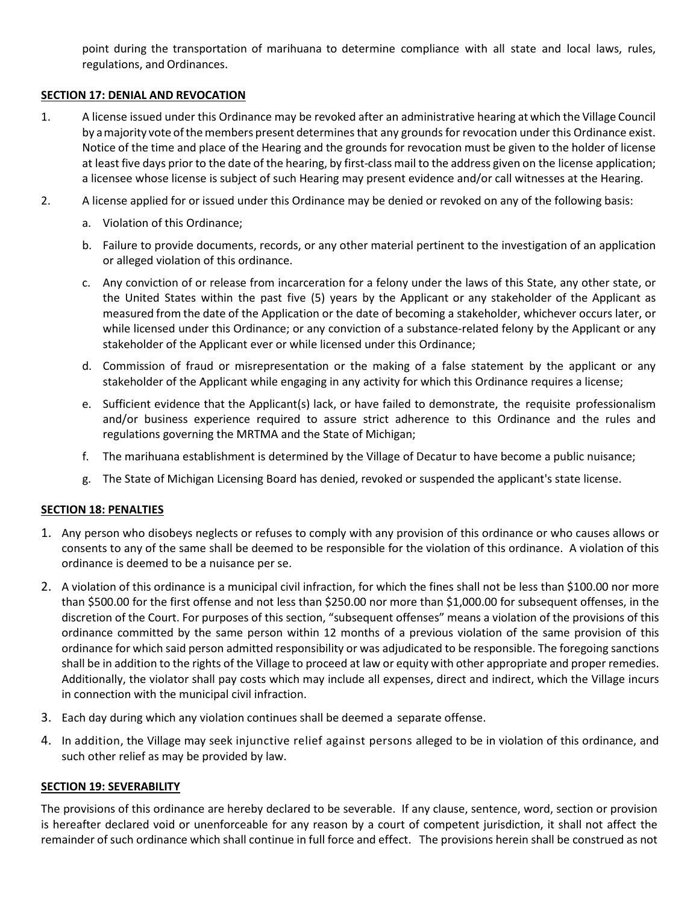point during the transportation of marihuana to determine compliance with all state and local laws, rules, regulations, and Ordinances.

**SECTION 17: DENIAL AND REVOCATION**

1. A license issued under this Ordinance may be revoked after an administrative hearing at which the Village Council by a majority vote of the members present determines that any grounds for revocation under this Ordinance exist. Notice of the time and place of the Hearing and the grounds for revocation must be given to the holder of license at least five days prior to the date of the hearing, by first-class mail to the address given on the license application; a licensee whose license is subject of such Hearing may present evidence and/or call witnesses at the Hearing.

2. A license applied for or issued under this Ordinance may be denied or revoked on any of the following basis:

   a. Violation of this Ordinance;

   b. Failure to provide documents, records, or any other material pertinent to the investigation of an application or alleged violation of this ordinance.

   c. Any conviction of or release from incarceration for a felony under the laws of this State, any other state, or the United States within the past five (5) years by the Applicant or any stakeholder of the Applicant as measured from the date of the Application or the date of becoming a stakeholder, whichever occurs later, or while licensed under this Ordinance; or any conviction of a substance-related felony by the Applicant or any stakeholder of the Applicant ever or while licensed under this Ordinance;

   d. Commission of fraud or misrepresentation or the making of a false statement by the applicant or any stakeholder of the Applicant while engaging in any activity for which this Ordinance requires a license;

   e. Sufficient evidence that the Applicant(s) lack, or have failed to demonstrate, the requisite professionalism and/or business experience required to assure strict adherence to this Ordinance and the rules and regulations governing the MRTMA and the State of Michigan;

   f. The marihuana establishment is determined by the Village of Decatur to have become a public nuisance;

   g. The State of Michigan Licensing Board has denied, revoked or suspended the applicant's state license.

**SECTION 18: PENALTIES**

1. Any person who disobeys neglects or refuses to comply with any provision of this ordinance or who causes allows or consents to any of the same shall be deemed to be responsible for the violation of this ordinance. A violation of this ordinance is deemed to be a nuisance per se.

2. A violation of this ordinance is a municipal civil infraction, for which the fines shall not be less than $100.00 nor more than $500.00 for the first offense and not less than $250.00 nor more than $1,000.00 for subsequent offenses, in the discretion of the Court. For purposes of this section, "subsequent offenses" means a violation of the provisions of this ordinance committed by the same person within 12 months of a previous violation of the same provision of this ordinance for which said person admitted responsibility or was adjudicated to be responsible. The foregoing sanctions shall be in addition to the rights of the Village to proceed at law or equity with other appropriate and proper remedies. Additionally, the violator shall pay costs which may include all expenses, direct and indirect, which the Village incurs in connection with the municipal civil infraction.

3. Each day during which any violation continues shall be deemed a separate offense.

4. In addition, the Village may seek injunctive relief against persons alleged to be in violation of this ordinance, and such other relief as may be provided by law.

**SECTION 19: SEVERABILITY**

The provisions of this ordinance are hereby declared to be severable. If any clause, sentence, word, section or provision is hereafter declared void or unenforceable for any reason by a court of competent jurisdiction, it shall not affect the remainder of such ordinance which shall continue in full force and effect. The provisions herein shall be construed as not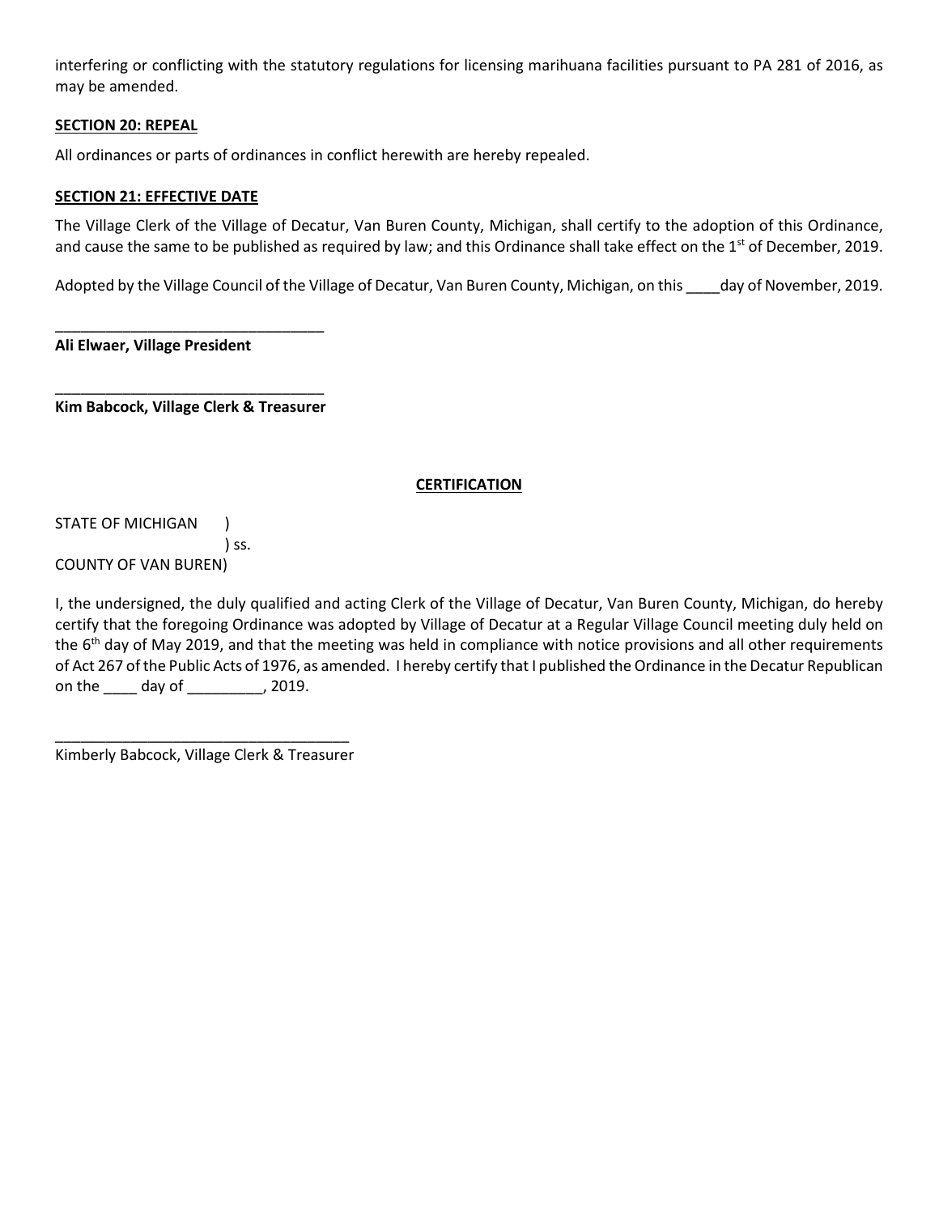interfering or conflicting with the statutory regulations for licensing marihuana facilities pursuant to PA 281 of 2016, as may be amended.

**SECTION 20: REPEAL**

All ordinances or parts of ordinances in conflict herewith are hereby repealed.

**SECTION 21: EFFECTIVE DATE**

The Village Clerk of the Village of Decatur, Van Buren County, Michigan, shall certify to the adoption of this Ordinance, and cause the same to be published as required by law; and this Ordinance shall take effect on the 1st of December, 2019.

Adopted by the Village Council of the Village of Decatur, Van Buren County, Michigan, on this ____day of November, 2019.

________________________________
**Ali Elwaer, Village President**

________________________________
**Kim Babcock, Village Clerk & Treasurer**

**CERTIFICATION**

STATE OF MICHIGAN )
) ss.
COUNTY OF VAN BUREN)

I, the undersigned, the duly qualified and acting Clerk of the Village of Decatur, Van Buren County, Michigan, do hereby certify that the foregoing Ordinance was adopted by Village of Decatur at a Regular Village Council meeting duly held on the 6th day of May 2019, and that the meeting was held in compliance with notice provisions and all other requirements of Act 267 of the Public Acts of 1976, as amended. I hereby certify that I published the Ordinance in the Decatur Republican on the ____ day of _________, 2019.

___________________________________
Kimberly Babcock, Village Clerk & Treasurer